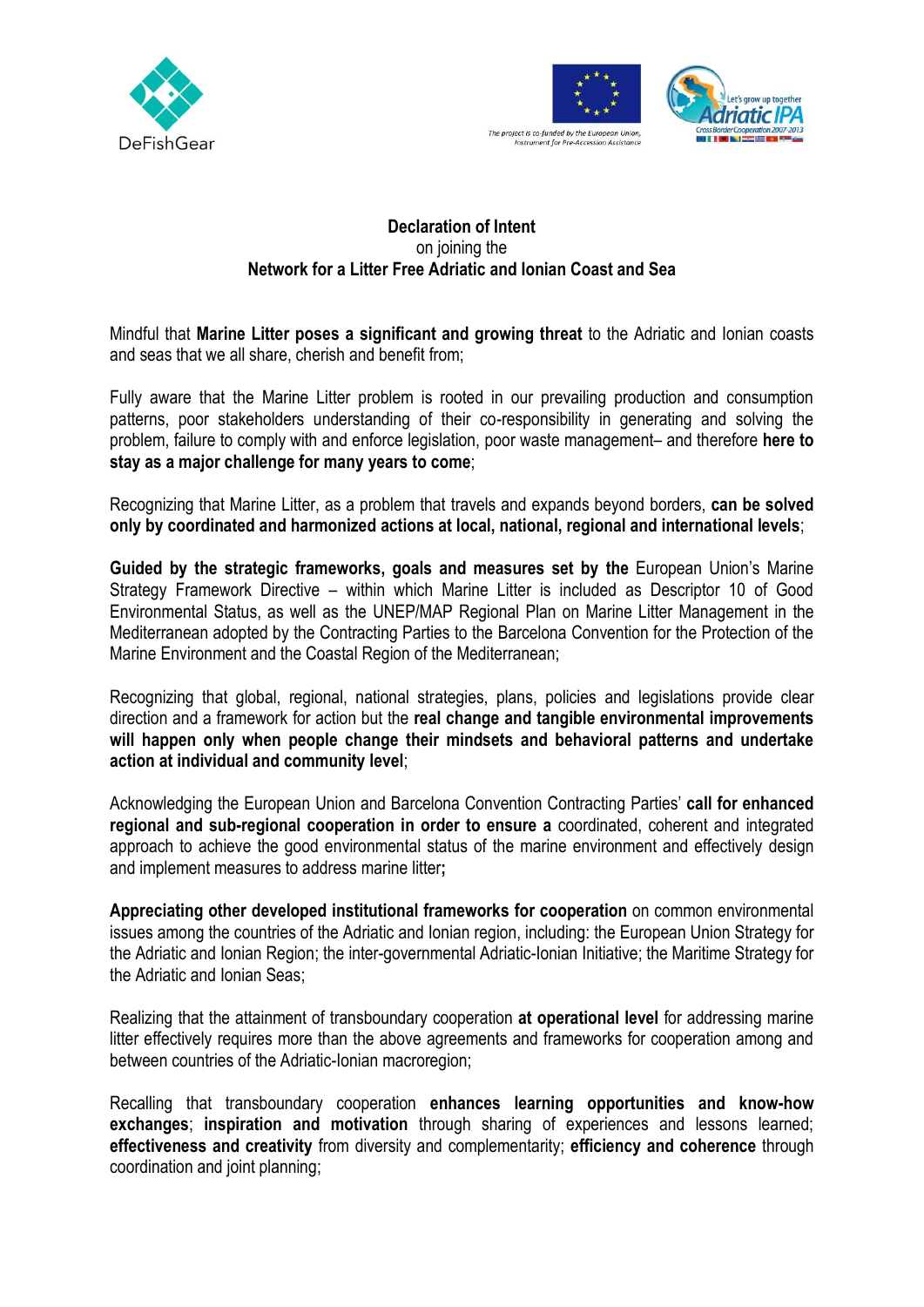**Declaration of Intent**
on joining the
**Network for a Litter Free Adriatic and Ionian Coast and Sea**

Mindful that **Marine Litter poses a significant and growing threat** to the Adriatic and Ionian coasts and seas that we all share, cherish and benefit from;

Fully aware that the Marine Litter problem is rooted in our prevailing production and consumption patterns, poor stakeholders understanding of their co-responsibility in generating and solving the problem, failure to comply with and enforce legislation, poor waste management– and therefore **here to stay as a major challenge for many years to come**;

Recognizing that Marine Litter, as a problem that travels and expands beyond borders, **can be solved only by coordinated and harmonized actions at local, national, regional and international levels**;

**Guided by the strategic frameworks, goals and measures set by the** European Union's Marine Strategy Framework Directive – within which Marine Litter is included as Descriptor 10 of Good Environmental Status, as well as the UNEP/MAP Regional Plan on Marine Litter Management in the Mediterranean adopted by the Contracting Parties to the Barcelona Convention for the Protection of the Marine Environment and the Coastal Region of the Mediterranean;

Recognizing that global, regional, national strategies, plans, policies and legislations provide clear direction and a framework for action but the **real change and tangible environmental improvements will happen only when people change their mindsets and behavioral patterns and undertake action at individual and community level**;

Acknowledging the European Union and Barcelona Convention Contracting Parties' **call for enhanced regional and sub-regional cooperation in order to ensure a** coordinated, coherent and integrated approach to achieve the good environmental status of the marine environment and effectively design and implement measures to address marine litter**;**

**Appreciating other developed institutional frameworks for cooperation** on common environmental issues among the countries of the Adriatic and Ionian region, including: the European Union Strategy for the Adriatic and Ionian Region; the inter-governmental Adriatic-Ionian Initiative; the Maritime Strategy for the Adriatic and Ionian Seas;

Realizing that the attainment of transboundary cooperation **at operational level** for addressing marine litter effectively requires more than the above agreements and frameworks for cooperation among and between countries of the Adriatic-Ionian macroregion;

Recalling that transboundary cooperation **enhances learning opportunities and know-how exchanges**; **inspiration and motivation** through sharing of experiences and lessons learned; **effectiveness and creativity** from diversity and complementarity; **efficiency and coherence** through coordination and joint planning;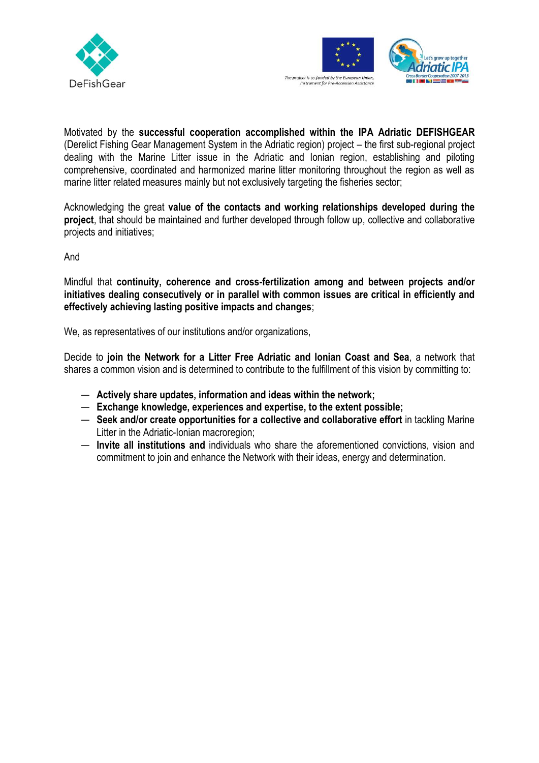Motivated by the **successful cooperation accomplished within the IPA Adriatic DEFISHGEAR** (Derelict Fishing Gear Management System in the Adriatic region) project – the first sub-regional project dealing with the Marine Litter issue in the Adriatic and Ionian region, establishing and piloting comprehensive, coordinated and harmonized marine litter monitoring throughout the region as well as marine litter related measures mainly but not exclusively targeting the fisheries sector;

Acknowledging the great **value of the contacts and working relationships developed during the project**, that should be maintained and further developed through follow up, collective and collaborative projects and initiatives;

And

Mindful that **continuity, coherence and cross-fertilization among and between projects and/or initiatives dealing consecutively or in parallel with common issues are critical in efficiently and effectively achieving lasting positive impacts and changes**;

We, as representatives of our institutions and/or organizations,

Decide to **join the Network for a Litter Free Adriatic and Ionian Coast and Sea**, a network that shares a common vision and is determined to contribute to the fulfillment of this vision by committing to:

- **Actively share updates, information and ideas within the network;**
- **Exchange knowledge, experiences and expertise, to the extent possible;**
- **Seek and/or create opportunities for a collective and collaborative effort** in tackling Marine Litter in the Adriatic-Ionian macroregion;
- **Invite all institutions and** individuals who share the aforementioned convictions, vision and commitment to join and enhance the Network with their ideas, energy and determination.